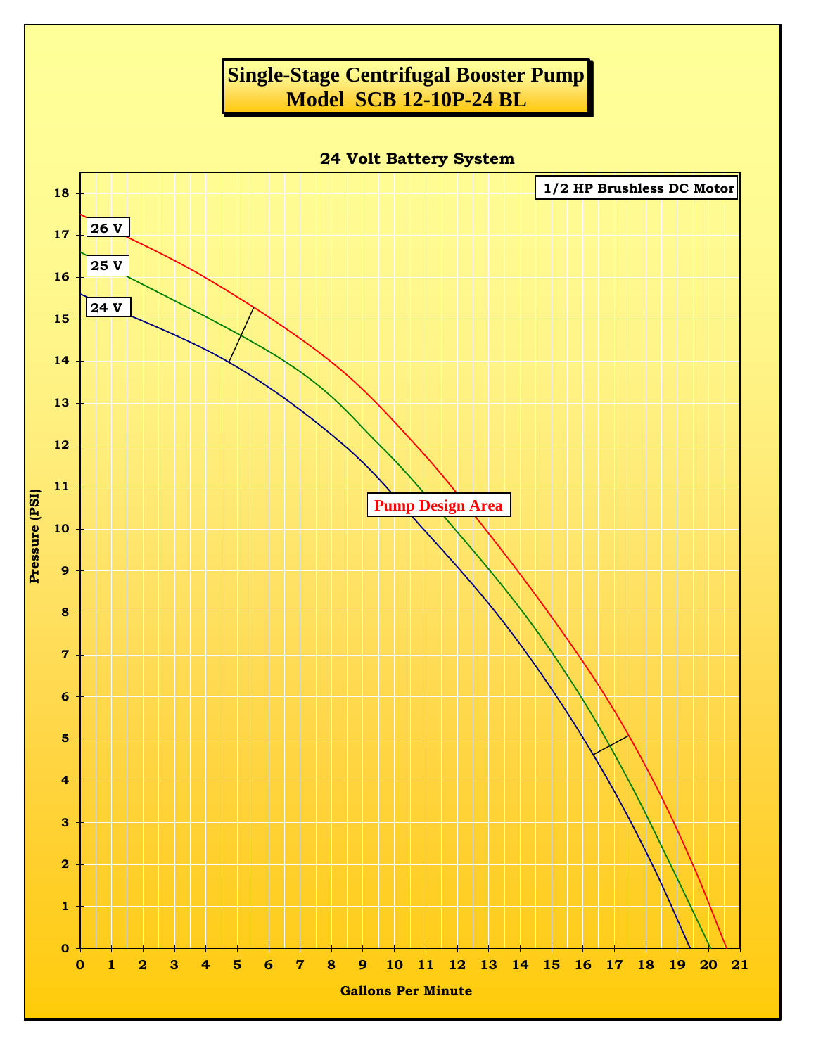# Single-Stage Centrifugal Booster Pump
## Model SCB 12-10P-24 BL

### 24 Volt Battery System

**1/2 HP Brushless DC Motor**

**26 V**

**25 V**

**24 V**

**Pump Design Area**

Pressure (PSI): 0, 1, 2, 3, 4, 5, 6, 7, 8, 9, 10, 11, 12, 13, 14, 15, 16, 17, 18

Gallons Per Minute: 0, 1, 2, 3, 4, 5, 6, 7, 8, 9, 10, 11, 12, 13, 14, 15, 16, 17, 18, 19, 20, 21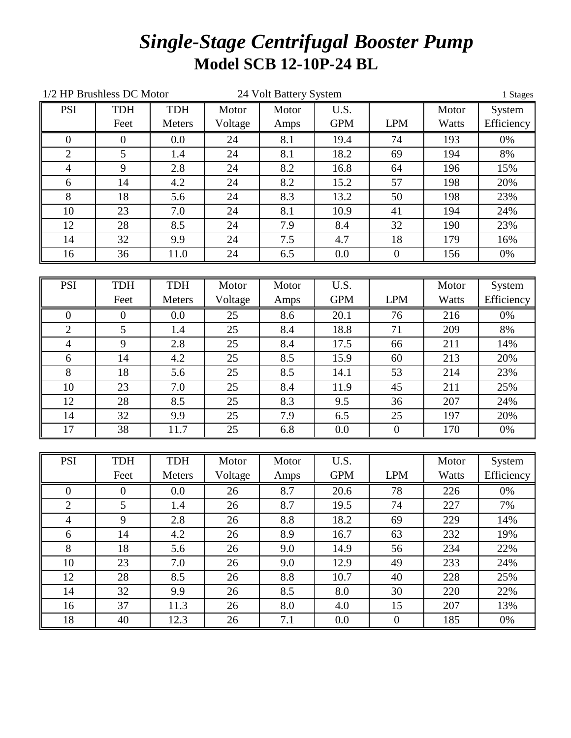# *Single-Stage Centrifugal Booster Pump*

## Model SCB 12-10P-24 BL

1/2 HP Brushless DC Motor  24 Volt Battery System  1 Stages

| PSI | TDH Feet | TDH Meters | Motor Voltage | Motor Amps | U.S. GPM | LPM | Motor Watts | System Efficiency |
|---|---|---|---|---|---|---|---|---|
| 0 | 0 | 0.0 | 24 | 8.1 | 19.4 | 74 | 193 | 0% |
| 2 | 5 | 1.4 | 24 | 8.1 | 18.2 | 69 | 194 | 8% |
| 4 | 9 | 2.8 | 24 | 8.2 | 16.8 | 64 | 196 | 15% |
| 6 | 14 | 4.2 | 24 | 8.2 | 15.2 | 57 | 198 | 20% |
| 8 | 18 | 5.6 | 24 | 8.3 | 13.2 | 50 | 198 | 23% |
| 10 | 23 | 7.0 | 24 | 8.1 | 10.9 | 41 | 194 | 24% |
| 12 | 28 | 8.5 | 24 | 7.9 | 8.4 | 32 | 190 | 23% |
| 14 | 32 | 9.9 | 24 | 7.5 | 4.7 | 18 | 179 | 16% |
| 16 | 36 | 11.0 | 24 | 6.5 | 0.0 | 0 | 156 | 0% |

| PSI | TDH Feet | TDH Meters | Motor Voltage | Motor Amps | U.S. GPM | LPM | Motor Watts | System Efficiency |
|---|---|---|---|---|---|---|---|---|
| 0 | 0 | 0.0 | 25 | 8.6 | 20.1 | 76 | 216 | 0% |
| 2 | 5 | 1.4 | 25 | 8.4 | 18.8 | 71 | 209 | 8% |
| 4 | 9 | 2.8 | 25 | 8.4 | 17.5 | 66 | 211 | 14% |
| 6 | 14 | 4.2 | 25 | 8.5 | 15.9 | 60 | 213 | 20% |
| 8 | 18 | 5.6 | 25 | 8.5 | 14.1 | 53 | 214 | 23% |
| 10 | 23 | 7.0 | 25 | 8.4 | 11.9 | 45 | 211 | 25% |
| 12 | 28 | 8.5 | 25 | 8.3 | 9.5 | 36 | 207 | 24% |
| 14 | 32 | 9.9 | 25 | 7.9 | 6.5 | 25 | 197 | 20% |
| 17 | 38 | 11.7 | 25 | 6.8 | 0.0 | 0 | 170 | 0% |

| PSI | TDH Feet | TDH Meters | Motor Voltage | Motor Amps | U.S. GPM | LPM | Motor Watts | System Efficiency |
|---|---|---|---|---|---|---|---|---|
| 0 | 0 | 0.0 | 26 | 8.7 | 20.6 | 78 | 226 | 0% |
| 2 | 5 | 1.4 | 26 | 8.7 | 19.5 | 74 | 227 | 7% |
| 4 | 9 | 2.8 | 26 | 8.8 | 18.2 | 69 | 229 | 14% |
| 6 | 14 | 4.2 | 26 | 8.9 | 16.7 | 63 | 232 | 19% |
| 8 | 18 | 5.6 | 26 | 9.0 | 14.9 | 56 | 234 | 22% |
| 10 | 23 | 7.0 | 26 | 9.0 | 12.9 | 49 | 233 | 24% |
| 12 | 28 | 8.5 | 26 | 8.8 | 10.7 | 40 | 228 | 25% |
| 14 | 32 | 9.9 | 26 | 8.5 | 8.0 | 30 | 220 | 22% |
| 16 | 37 | 11.3 | 26 | 8.0 | 4.0 | 15 | 207 | 13% |
| 18 | 40 | 12.3 | 26 | 7.1 | 0.0 | 0 | 185 | 0% |